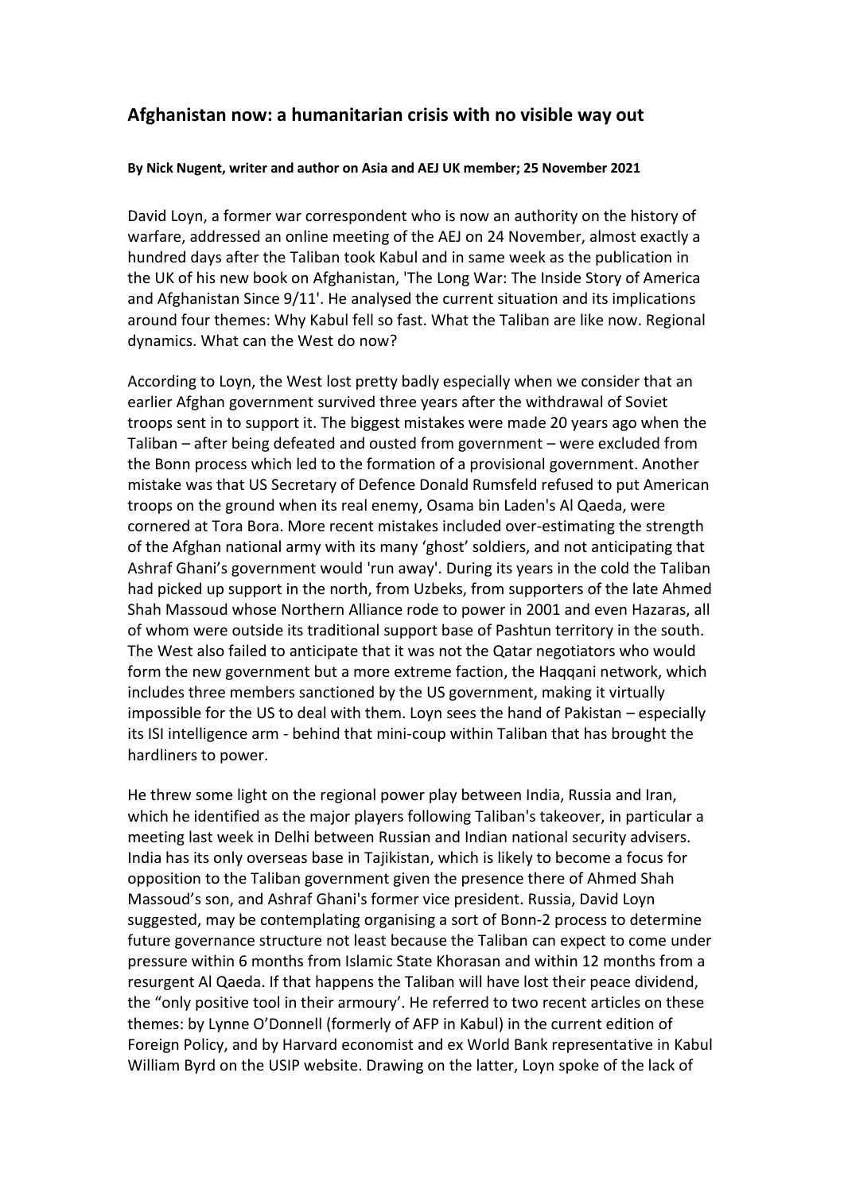## Afghanistan now: a humanitarian crisis with no visible way out

**By Nick Nugent, writer and author on Asia and AEJ UK member; 25 November 2021**

David Loyn, a former war correspondent who is now an authority on the history of warfare, addressed an online meeting of the AEJ on 24 November, almost exactly a hundred days after the Taliban took Kabul and in same week as the publication in the UK of his new book on Afghanistan, 'The Long War: The Inside Story of America and Afghanistan Since 9/11'. He analysed the current situation and its implications around four themes: Why Kabul fell so fast. What the Taliban are like now. Regional dynamics. What can the West do now?

According to Loyn, the West lost pretty badly especially when we consider that an earlier Afghan government survived three years after the withdrawal of Soviet troops sent in to support it. The biggest mistakes were made 20 years ago when the Taliban – after being defeated and ousted from government – were excluded from the Bonn process which led to the formation of a provisional government. Another mistake was that US Secretary of Defence Donald Rumsfeld refused to put American troops on the ground when its real enemy, Osama bin Laden's Al Qaeda, were cornered at Tora Bora. More recent mistakes included over-estimating the strength of the Afghan national army with its many 'ghost' soldiers, and not anticipating that Ashraf Ghani's government would 'run away'. During its years in the cold the Taliban had picked up support in the north, from Uzbeks, from supporters of the late Ahmed Shah Massoud whose Northern Alliance rode to power in 2001 and even Hazaras, all of whom were outside its traditional support base of Pashtun territory in the south. The West also failed to anticipate that it was not the Qatar negotiators who would form the new government but a more extreme faction, the Haqqani network, which includes three members sanctioned by the US government, making it virtually impossible for the US to deal with them. Loyn sees the hand of Pakistan – especially its ISI intelligence arm - behind that mini-coup within Taliban that has brought the hardliners to power.

He threw some light on the regional power play between India, Russia and Iran, which he identified as the major players following Taliban's takeover, in particular a meeting last week in Delhi between Russian and Indian national security advisers. India has its only overseas base in Tajikistan, which is likely to become a focus for opposition to the Taliban government given the presence there of Ahmed Shah Massoud's son, and Ashraf Ghani's former vice president. Russia, David Loyn suggested, may be contemplating organising a sort of Bonn-2 process to determine future governance structure not least because the Taliban can expect to come under pressure within 6 months from Islamic State Khorasan and within 12 months from a resurgent Al Qaeda. If that happens the Taliban will have lost their peace dividend, the "only positive tool in their armoury'. He referred to two recent articles on these themes: by Lynne O'Donnell (formerly of AFP in Kabul) in the current edition of Foreign Policy, and by Harvard economist and ex World Bank representative in Kabul William Byrd on the USIP website. Drawing on the latter, Loyn spoke of the lack of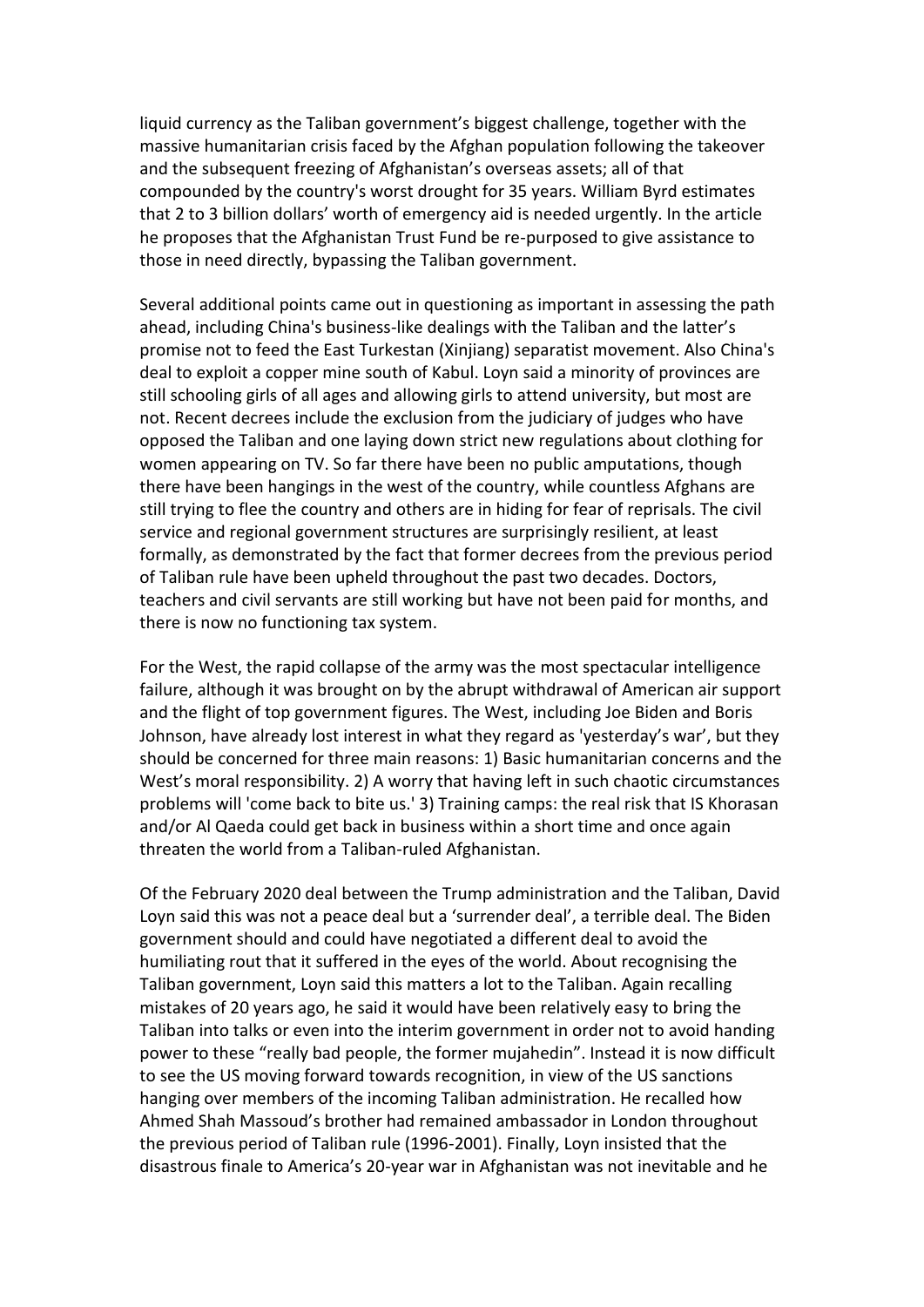liquid currency as the Taliban government's biggest challenge, together with the massive humanitarian crisis faced by the Afghan population following the takeover and the subsequent freezing of Afghanistan's overseas assets; all of that compounded by the country's worst drought for 35 years. William Byrd estimates that 2 to 3 billion dollars' worth of emergency aid is needed urgently. In the article he proposes that the Afghanistan Trust Fund be re-purposed to give assistance to those in need directly, bypassing the Taliban government.

Several additional points came out in questioning as important in assessing the path ahead, including China's business-like dealings with the Taliban and the latter's promise not to feed the East Turkestan (Xinjiang) separatist movement. Also China's deal to exploit a copper mine south of Kabul. Loyn said a minority of provinces are still schooling girls of all ages and allowing girls to attend university, but most are not. Recent decrees include the exclusion from the judiciary of judges who have opposed the Taliban and one laying down strict new regulations about clothing for women appearing on TV. So far there have been no public amputations, though there have been hangings in the west of the country, while countless Afghans are still trying to flee the country and others are in hiding for fear of reprisals. The civil service and regional government structures are surprisingly resilient, at least formally, as demonstrated by the fact that former decrees from the previous period of Taliban rule have been upheld throughout the past two decades. Doctors, teachers and civil servants are still working but have not been paid for months, and there is now no functioning tax system.

For the West, the rapid collapse of the army was the most spectacular intelligence failure, although it was brought on by the abrupt withdrawal of American air support and the flight of top government figures. The West, including Joe Biden and Boris Johnson, have already lost interest in what they regard as 'yesterday's war', but they should be concerned for three main reasons: 1) Basic humanitarian concerns and the West's moral responsibility. 2) A worry that having left in such chaotic circumstances problems will 'come back to bite us.' 3) Training camps: the real risk that IS Khorasan and/or Al Qaeda could get back in business within a short time and once again threaten the world from a Taliban-ruled Afghanistan.

Of the February 2020 deal between the Trump administration and the Taliban, David Loyn said this was not a peace deal but a 'surrender deal', a terrible deal. The Biden government should and could have negotiated a different deal to avoid the humiliating rout that it suffered in the eyes of the world. About recognising the Taliban government, Loyn said this matters a lot to the Taliban. Again recalling mistakes of 20 years ago, he said it would have been relatively easy to bring the Taliban into talks or even into the interim government in order not to avoid handing power to these "really bad people, the former mujahedin". Instead it is now difficult to see the US moving forward towards recognition, in view of the US sanctions hanging over members of the incoming Taliban administration. He recalled how Ahmed Shah Massoud's brother had remained ambassador in London throughout the previous period of Taliban rule (1996-2001). Finally, Loyn insisted that the disastrous finale to America's 20-year war in Afghanistan was not inevitable and he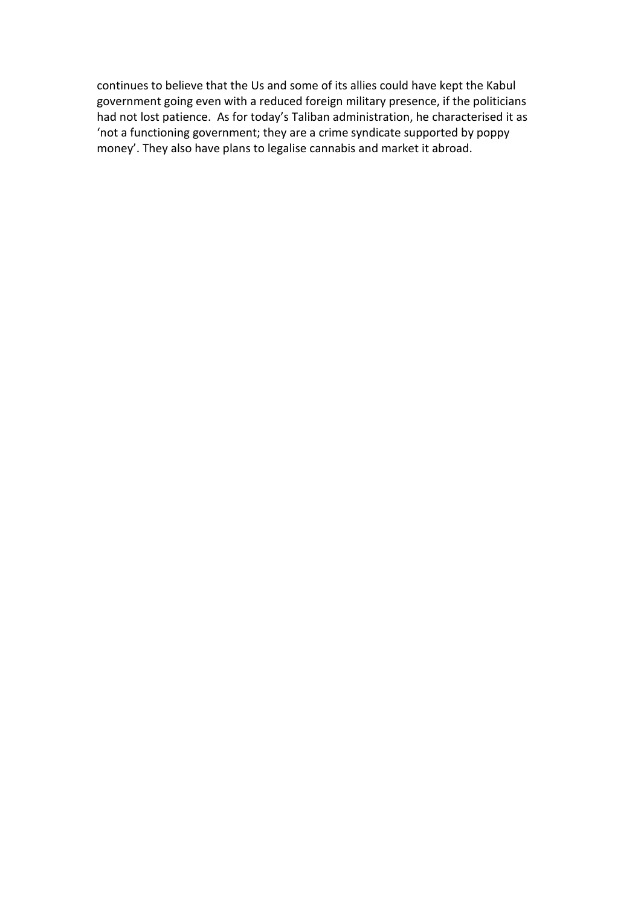continues to believe that the Us and some of its allies could have kept the Kabul government going even with a reduced foreign military presence, if the politicians had not lost patience. As for today's Taliban administration, he characterised it as 'not a functioning government; they are a crime syndicate supported by poppy money'. They also have plans to legalise cannabis and market it abroad.